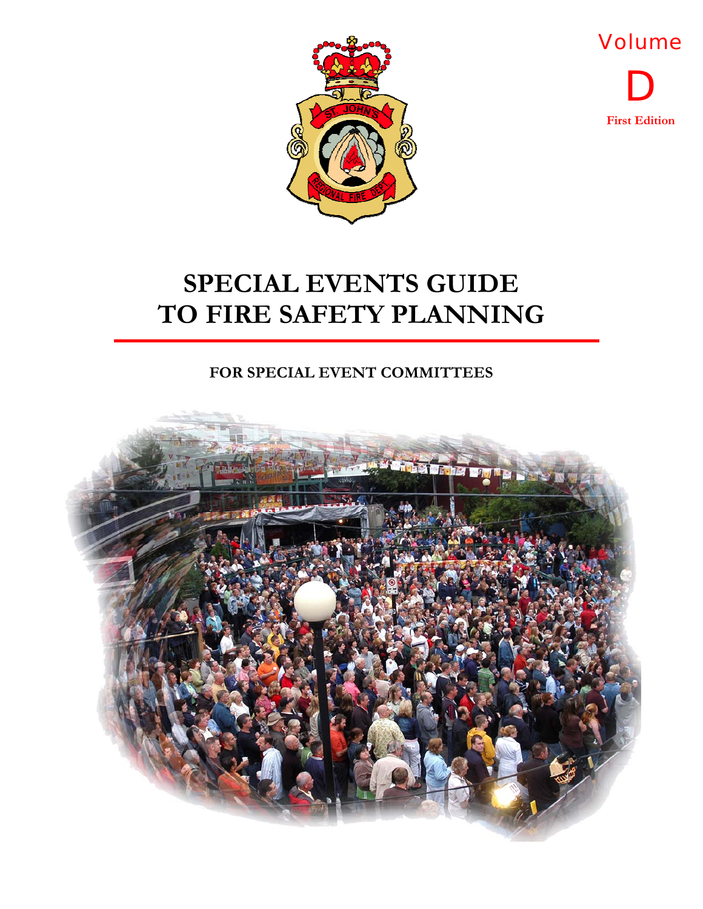Volume

D

**First Edition**

# SPECIAL EVENTS GUIDE TO FIRE SAFETY PLANNING

**FOR SPECIAL EVENT COMMITTEES**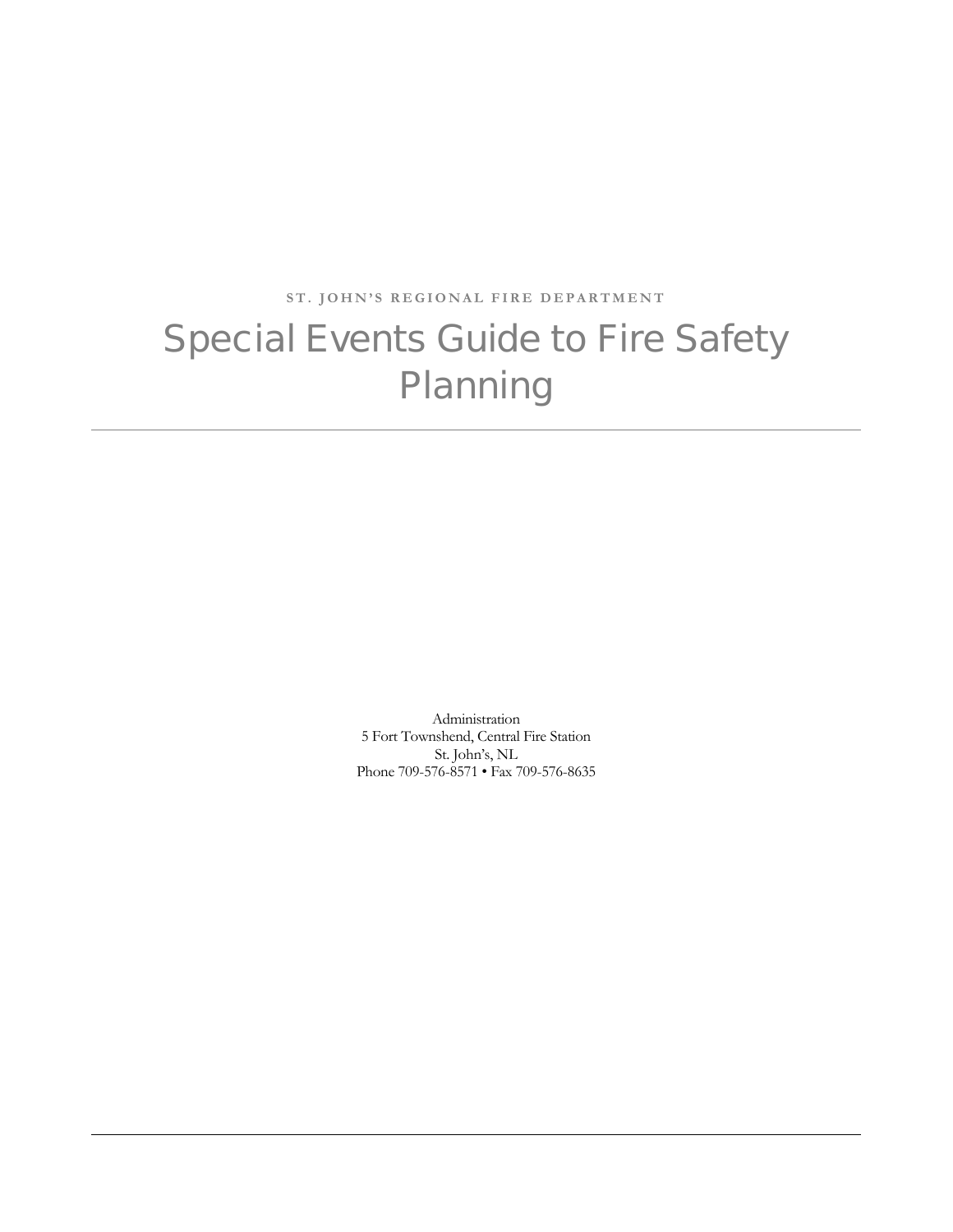ST. JOHN'S REGIONAL FIRE DEPARTMENT

# Special Events Guide to Fire Safety Planning

Administration
5 Fort Townshend, Central Fire Station
St. John's, NL
Phone 709-576-8571 • Fax 709-576-8635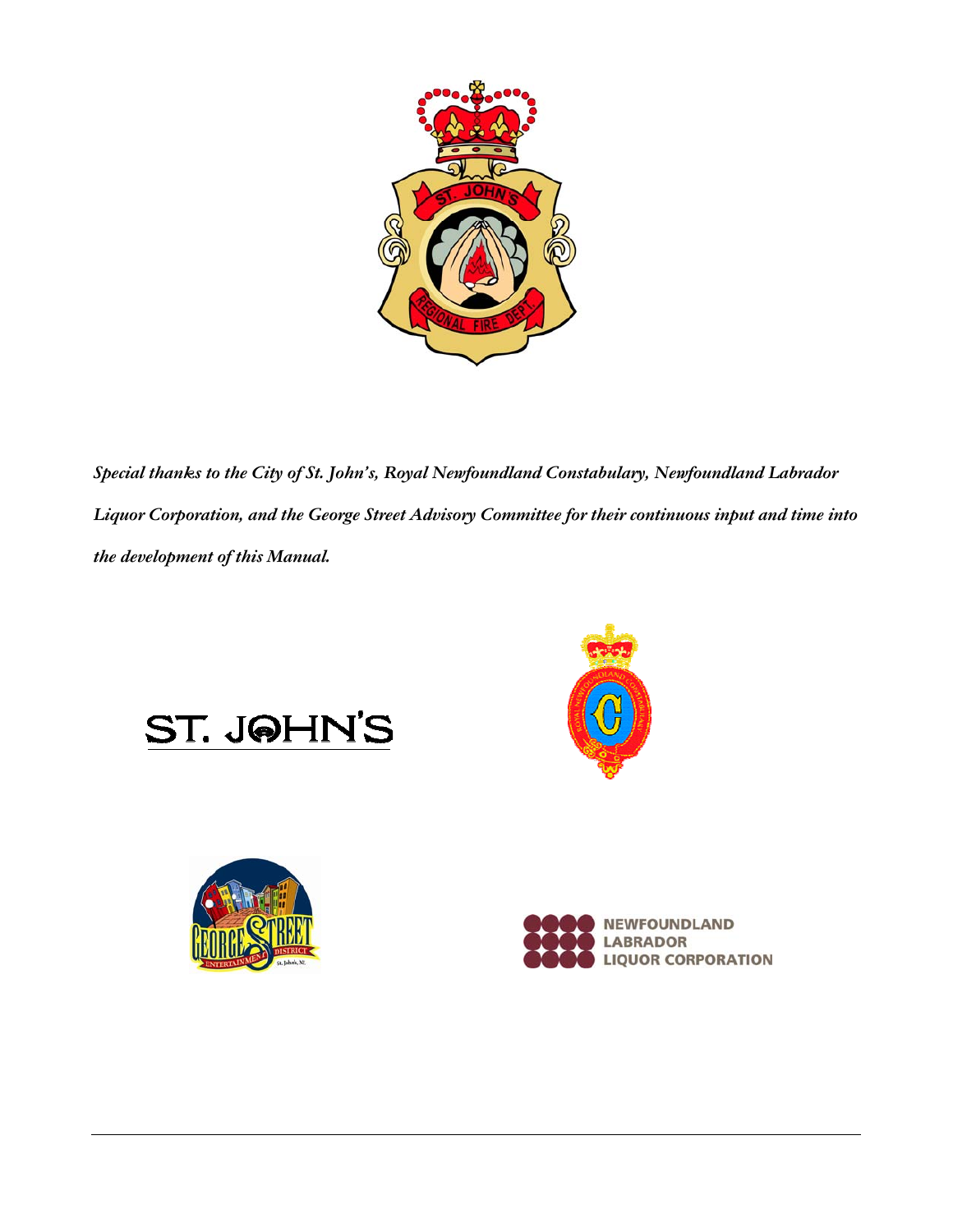*Special thanks to the City of St. John's, Royal Newfoundland Constabulary, Newfoundland Labrador Liquor Corporation, and the George Street Advisory Committee for their continuous input and time into the development of this Manual.*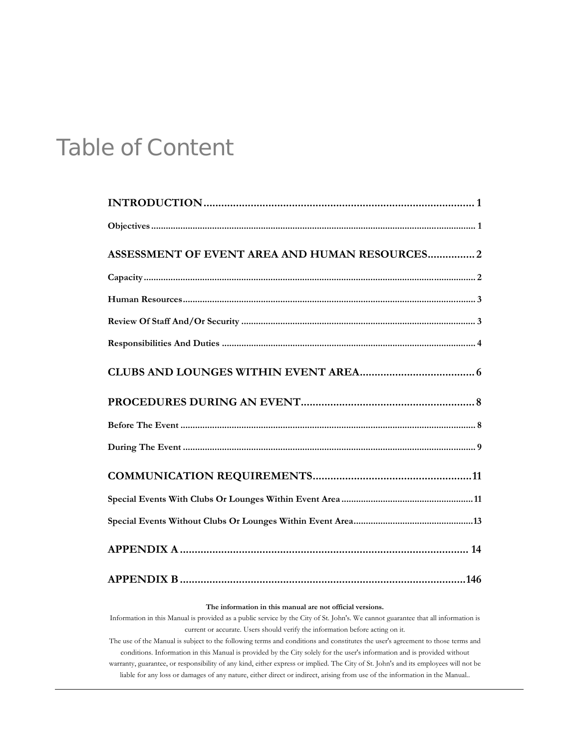# Table of Content

| | |
|---|---|
| **INTRODUCTION** | **1** |
| **Objectives** | **1** |
| **ASSESSMENT OF EVENT AREA AND HUMAN RESOURCES** | **2** |
| **Capacity** | **2** |
| **Human Resources** | **3** |
| **Review Of Staff And/Or Security** | **3** |
| **Responsibilities And Duties** | **4** |
| **CLUBS AND LOUNGES WITHIN EVENT AREA** | **6** |
| **PROCEDURES DURING AN EVENT** | **8** |
| **Before The Event** | **8** |
| **During The Event** | **9** |
| **COMMUNICATION REQUIREMENTS** | **11** |
| **Special Events With Clubs Or Lounges Within Event Area** | **11** |
| **Special Events Without Clubs Or Lounges Within Event Area** | **13** |
| **APPENDIX A** | **14** |
| **APPENDIX B** | **146** |

**The information in this manual are not official versions.**

Information in this Manual is provided as a public service by the City of St. John's. We cannot guarantee that all information is current or accurate. Users should verify the information before acting on it.

The use of the Manual is subject to the following terms and conditions and constitutes the user's agreement to those terms and conditions. Information in this Manual is provided by the City solely for the user's information and is provided without warranty, guarantee, or responsibility of any kind, either express or implied. The City of St. John's and its employees will not be liable for any loss or damages of any nature, either direct or indirect, arising from use of the information in the Manual..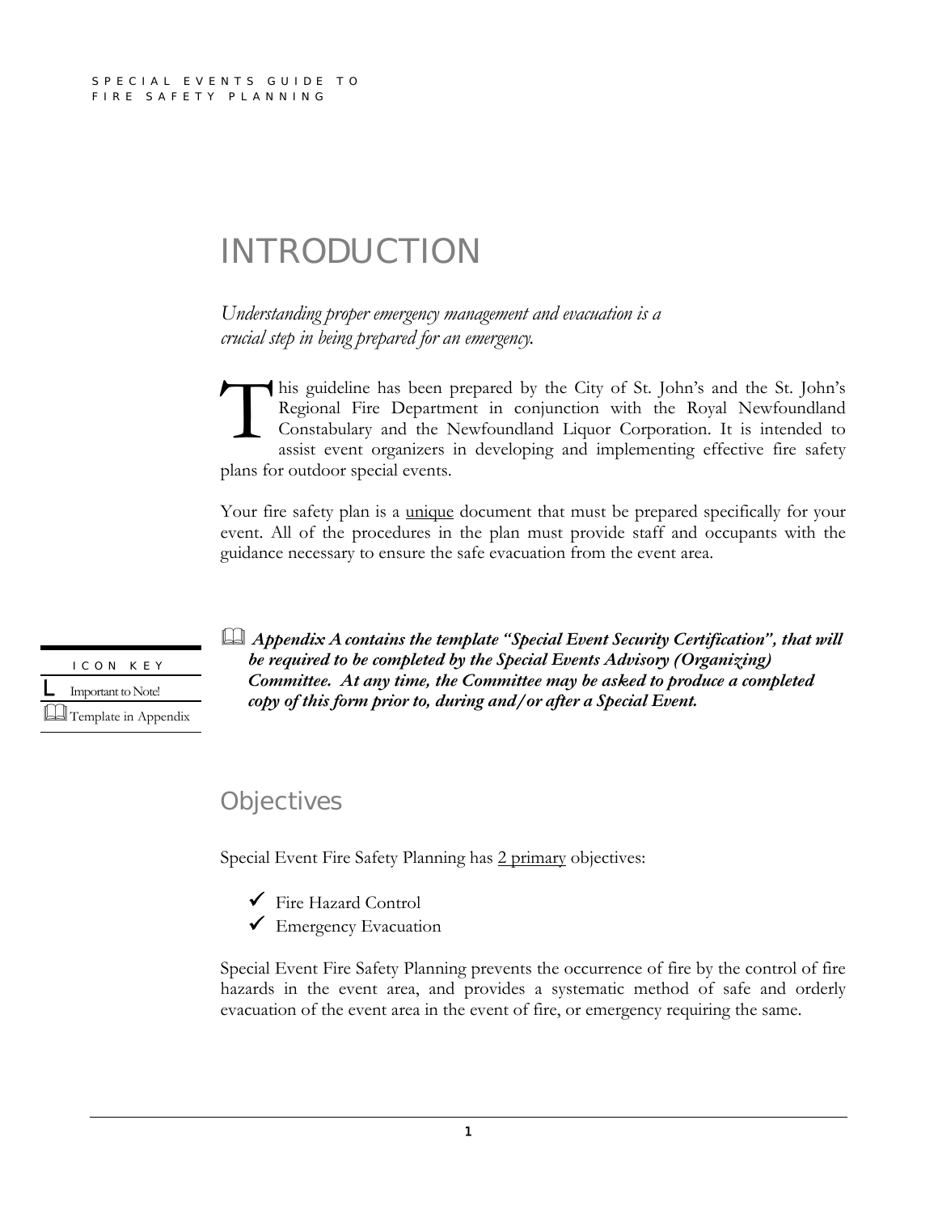# INTRODUCTION

*Understanding proper emergency management and evacuation is a crucial step in being prepared for an emergency.*

This guideline has been prepared by the City of St. John's and the St. John's Regional Fire Department in conjunction with the Royal Newfoundland Constabulary and the Newfoundland Liquor Corporation. It is intended to assist event organizers in developing and implementing effective fire safety plans for outdoor special events.

Your fire safety plan is a unique document that must be prepared specifically for your event. All of the procedures in the plan must provide staff and occupants with the guidance necessary to ensure the safe evacuation from the event area.

| ICON KEY |
| --- |
| L Important to Note! |
| 🕮 Template in Appendix |

🕮 ***Appendix A contains the template "Special Event Security Certification", that will be required to be completed by the Special Events Advisory (Organizing) Committee. At any time, the Committee may be asked to produce a completed copy of this form prior to, during and/or after a Special Event.***

## Objectives

Special Event Fire Safety Planning has 2 primary objectives:

- ✓ Fire Hazard Control
- ✓ Emergency Evacuation

Special Event Fire Safety Planning prevents the occurrence of fire by the control of fire hazards in the event area, and provides a systematic method of safe and orderly evacuation of the event area in the event of fire, or emergency requiring the same.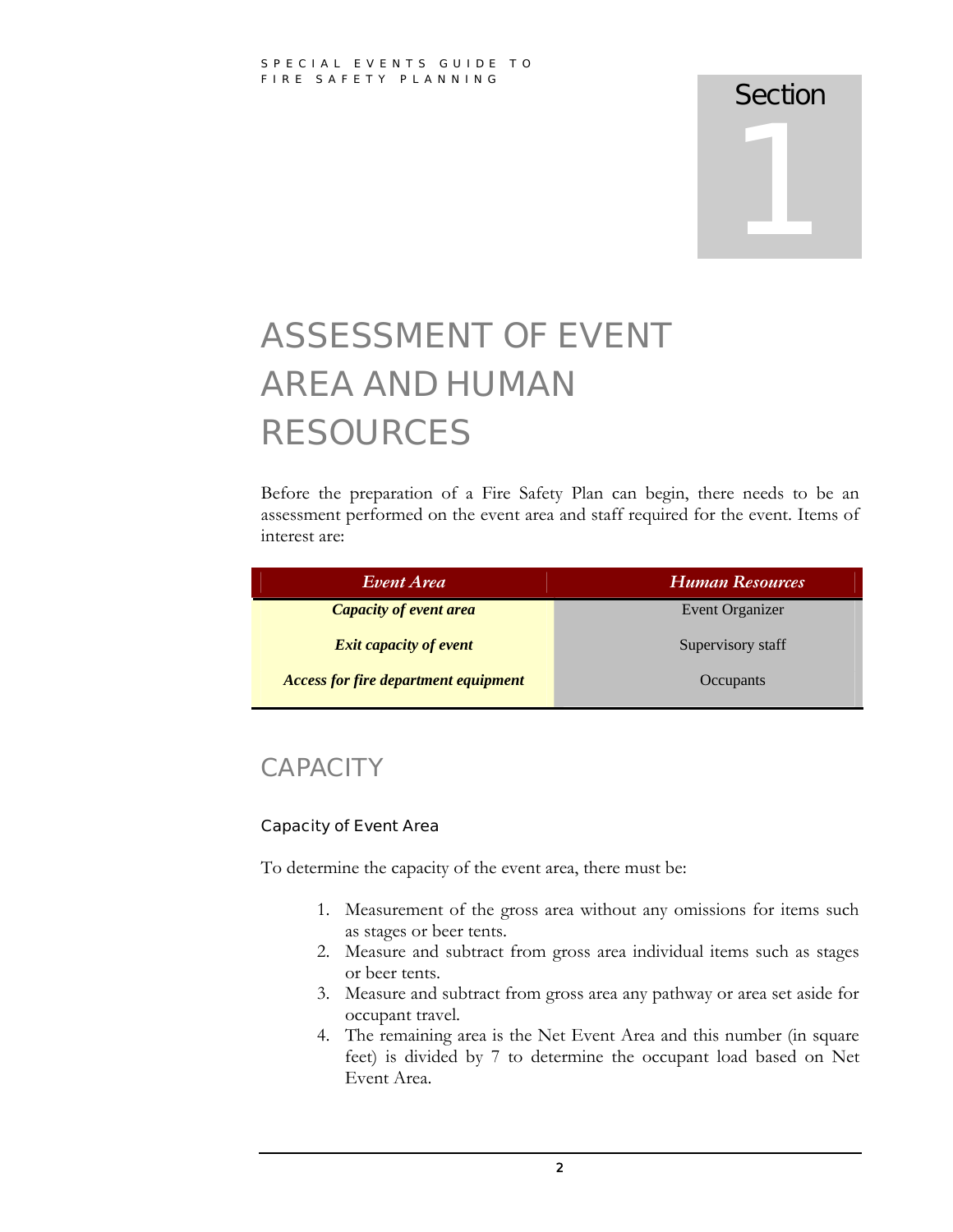# Section 1

# ASSESSMENT OF EVENT AREA AND HUMAN RESOURCES

Before the preparation of a Fire Safety Plan can begin, there needs to be an assessment performed on the event area and staff required for the event. Items of interest are:

| *Event Area* | *Human Resources* |
|---|---|
| ***Capacity of event area*** | Event Organizer |
| ***Exit capacity of event*** | Supervisory staff |
| ***Access for fire department equipment*** | Occupants |

## CAPACITY

### Capacity of Event Area

To determine the capacity of the event area, there must be:

1. Measurement of the gross area without any omissions for items such as stages or beer tents.
2. Measure and subtract from gross area individual items such as stages or beer tents.
3. Measure and subtract from gross area any pathway or area set aside for occupant travel.
4. The remaining area is the Net Event Area and this number (in square feet) is divided by 7 to determine the occupant load based on Net Event Area.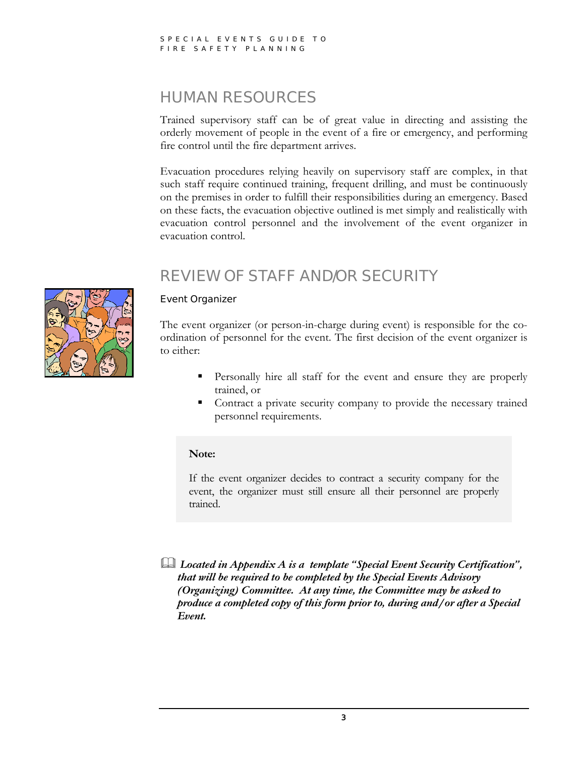## HUMAN RESOURCES

Trained supervisory staff can be of great value in directing and assisting the orderly movement of people in the event of a fire or emergency, and performing fire control until the fire department arrives.

Evacuation procedures relying heavily on supervisory staff are complex, in that such staff require continued training, frequent drilling, and must be continuously on the premises in order to fulfill their responsibilities during an emergency. Based on these facts, the evacuation objective outlined is met simply and realistically with evacuation control personnel and the involvement of the event organizer in evacuation control.

## REVIEW OF STAFF AND/OR SECURITY

### Event Organizer

The event organizer (or person-in-charge during event) is responsible for the co-ordination of personnel for the event. The first decision of the event organizer is to either:

- Personally hire all staff for the event and ensure they are properly trained, or
- Contract a private security company to provide the necessary trained personnel requirements.

> **Note:**
>
> If the event organizer decides to contract a security company for the event, the organizer must still ensure all their personnel are properly trained.

📖 ***Located in Appendix A is a template "Special Event Security Certification", that will be required to be completed by the Special Events Advisory (Organizing) Committee. At any time, the Committee may be asked to produce a completed copy of this form prior to, during and/or after a Special Event.***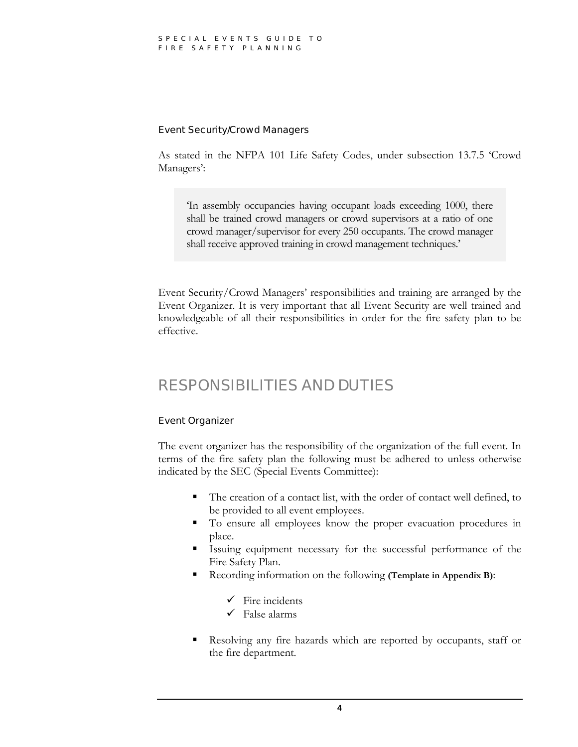### Event Security/Crowd Managers

As stated in the NFPA 101 Life Safety Codes, under subsection 13.7.5 'Crowd Managers':

> 'In assembly occupancies having occupant loads exceeding 1000, there shall be trained crowd managers or crowd supervisors at a ratio of one crowd manager/supervisor for every 250 occupants. The crowd manager shall receive approved training in crowd management techniques.'

Event Security/Crowd Managers' responsibilities and training are arranged by the Event Organizer. It is very important that all Event Security are well trained and knowledgeable of all their responsibilities in order for the fire safety plan to be effective.

## RESPONSIBILITIES AND DUTIES

### Event Organizer

The event organizer has the responsibility of the organization of the full event. In terms of the fire safety plan the following must be adhered to unless otherwise indicated by the SEC (Special Events Committee):

- The creation of a contact list, with the order of contact well defined, to be provided to all event employees.
- To ensure all employees know the proper evacuation procedures in place.
- Issuing equipment necessary for the successful performance of the Fire Safety Plan.
- Recording information on the following **(Template in Appendix B)**:
  - ✓ Fire incidents
  - ✓ False alarms
- Resolving any fire hazards which are reported by occupants, staff or the fire department.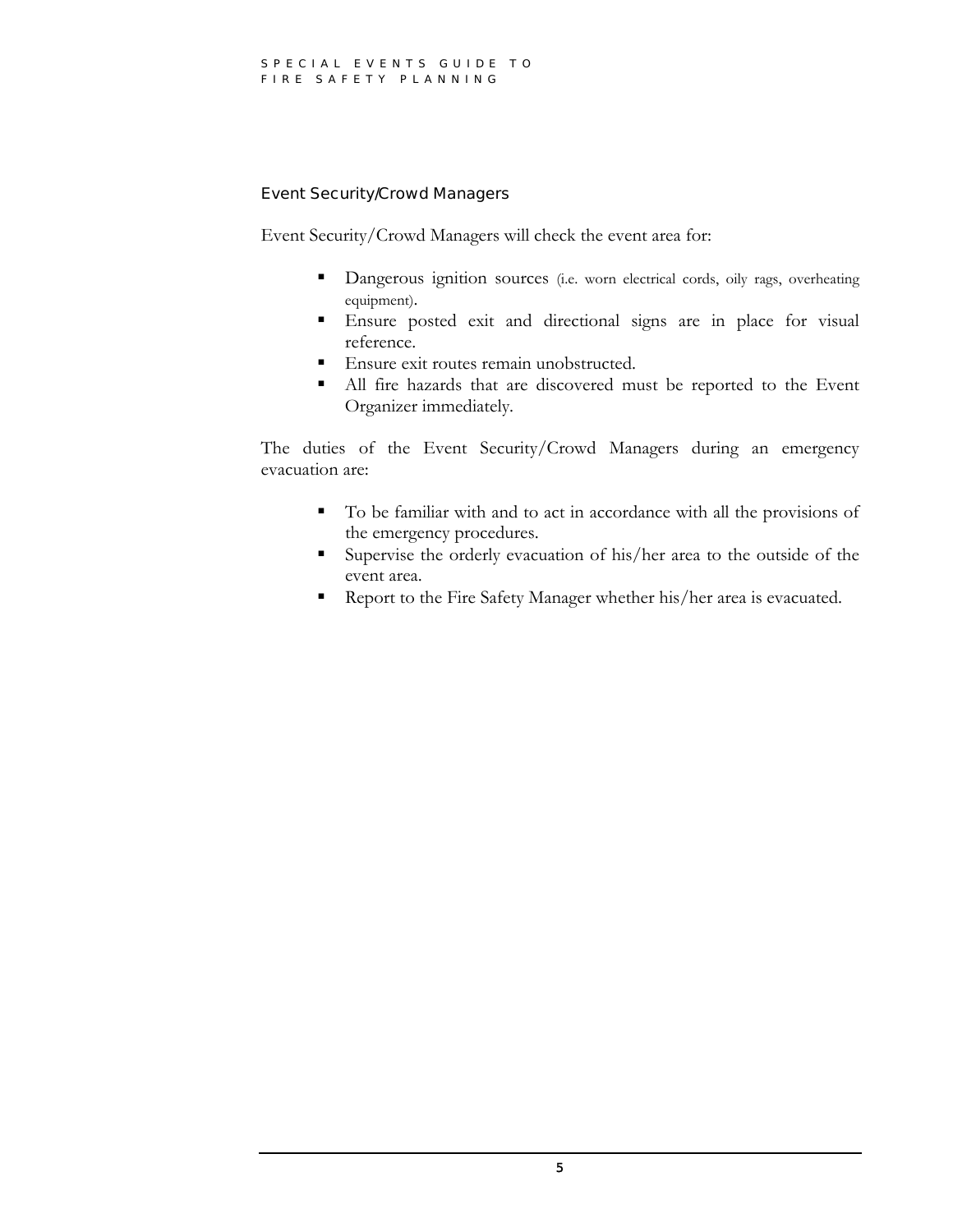### Event Security/Crowd Managers

Event Security/Crowd Managers will check the event area for:

- Dangerous ignition sources (i.e. worn electrical cords, oily rags, overheating equipment).
- Ensure posted exit and directional signs are in place for visual reference.
- Ensure exit routes remain unobstructed.
- All fire hazards that are discovered must be reported to the Event Organizer immediately.

The duties of the Event Security/Crowd Managers during an emergency evacuation are:

- To be familiar with and to act in accordance with all the provisions of the emergency procedures.
- Supervise the orderly evacuation of his/her area to the outside of the event area.
- Report to the Fire Safety Manager whether his/her area is evacuated.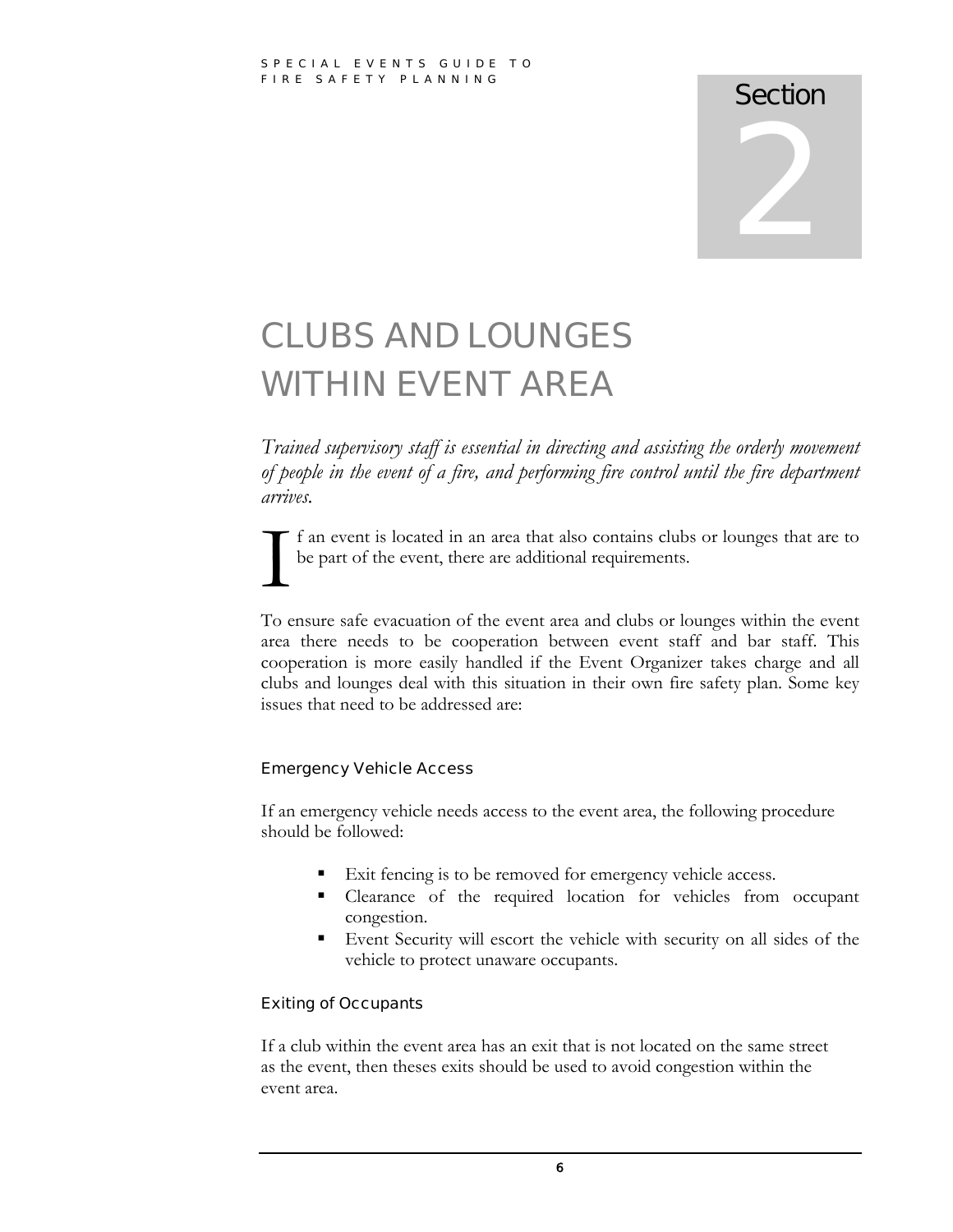# Section 2

# CLUBS AND LOUNGES WITHIN EVENT AREA

*Trained supervisory staff is essential in directing and assisting the orderly movement of people in the event of a fire, and performing fire control until the fire department arrives.*

If an event is located in an area that also contains clubs or lounges that are to be part of the event, there are additional requirements.

To ensure safe evacuation of the event area and clubs or lounges within the event area there needs to be cooperation between event staff and bar staff. This cooperation is more easily handled if the Event Organizer takes charge and all clubs and lounges deal with this situation in their own fire safety plan. Some key issues that need to be addressed are:

### Emergency Vehicle Access

If an emergency vehicle needs access to the event area, the following procedure should be followed:

- Exit fencing is to be removed for emergency vehicle access.
- Clearance of the required location for vehicles from occupant congestion.
- Event Security will escort the vehicle with security on all sides of the vehicle to protect unaware occupants.

### Exiting of Occupants

If a club within the event area has an exit that is not located on the same street as the event, then theses exits should be used to avoid congestion within the event area.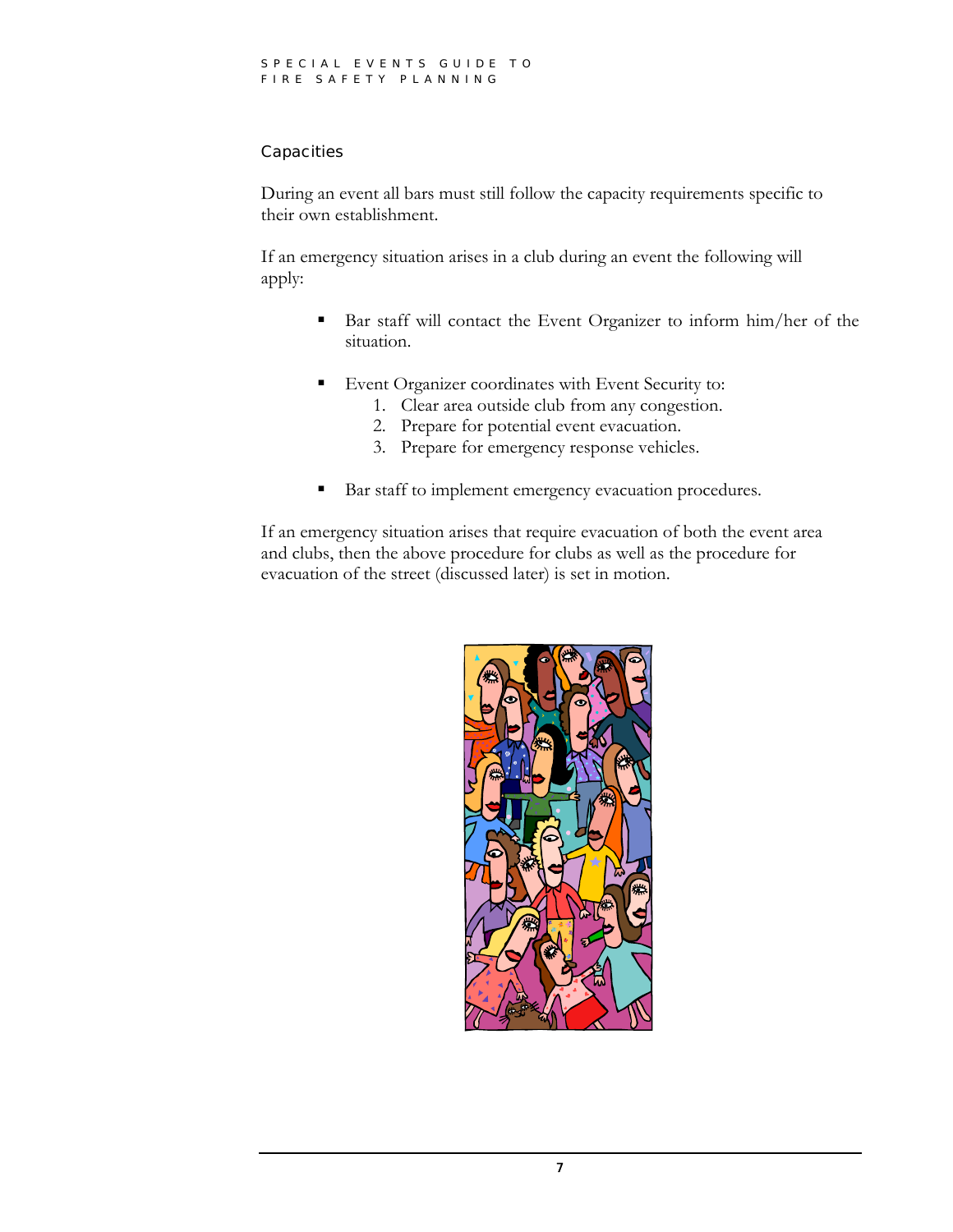## Capacities

During an event all bars must still follow the capacity requirements specific to their own establishment.

If an emergency situation arises in a club during an event the following will apply:

- Bar staff will contact the Event Organizer to inform him/her of the situation.

- Event Organizer coordinates with Event Security to:
  1. Clear area outside club from any congestion.
  2. Prepare for potential event evacuation.
  3. Prepare for emergency response vehicles.

- Bar staff to implement emergency evacuation procedures.

If an emergency situation arises that require evacuation of both the event area and clubs, then the above procedure for clubs as well as the procedure for evacuation of the street (discussed later) is set in motion.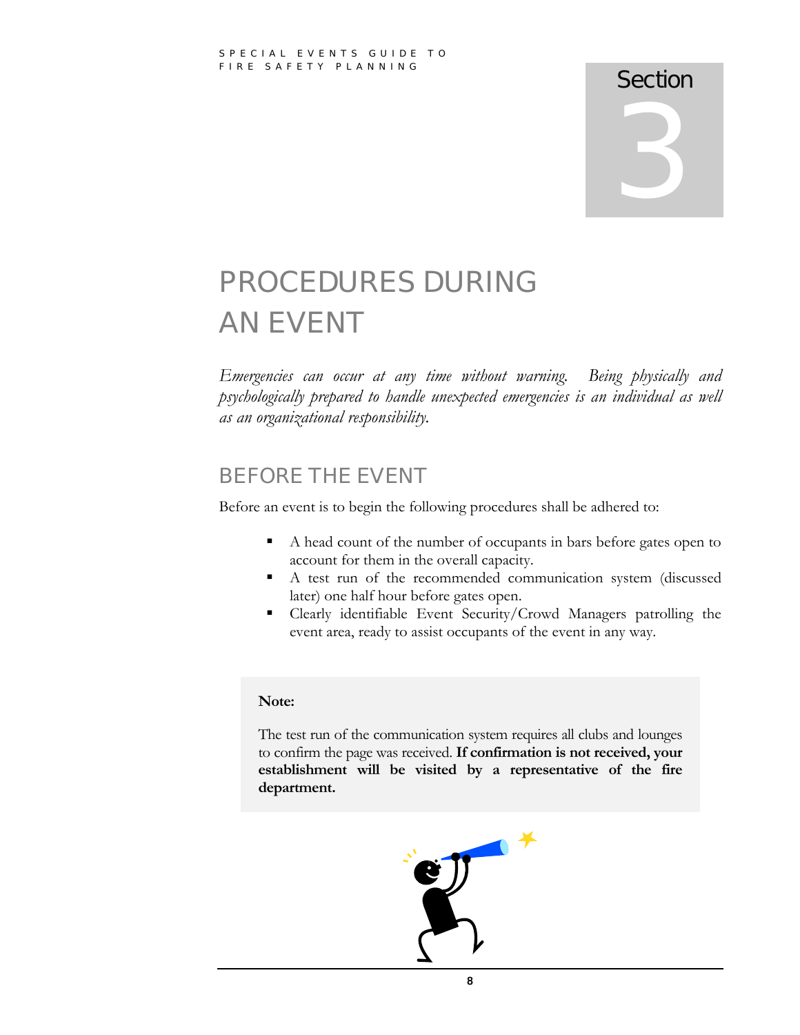Section 3

# PROCEDURES DURING AN EVENT

*Emergencies can occur at any time without warning. Being physically and psychologically prepared to handle unexpected emergencies is an individual as well as an organizational responsibility.*

## BEFORE THE EVENT

Before an event is to begin the following procedures shall be adhered to:

- A head count of the number of occupants in bars before gates open to account for them in the overall capacity.
- A test run of the recommended communication system (discussed later) one half hour before gates open.
- Clearly identifiable Event Security/Crowd Managers patrolling the event area, ready to assist occupants of the event in any way.

> **Note:**
>
> The test run of the communication system requires all clubs and lounges to confirm the page was received. **If confirmation is not received, your establishment will be visited by a representative of the fire department.**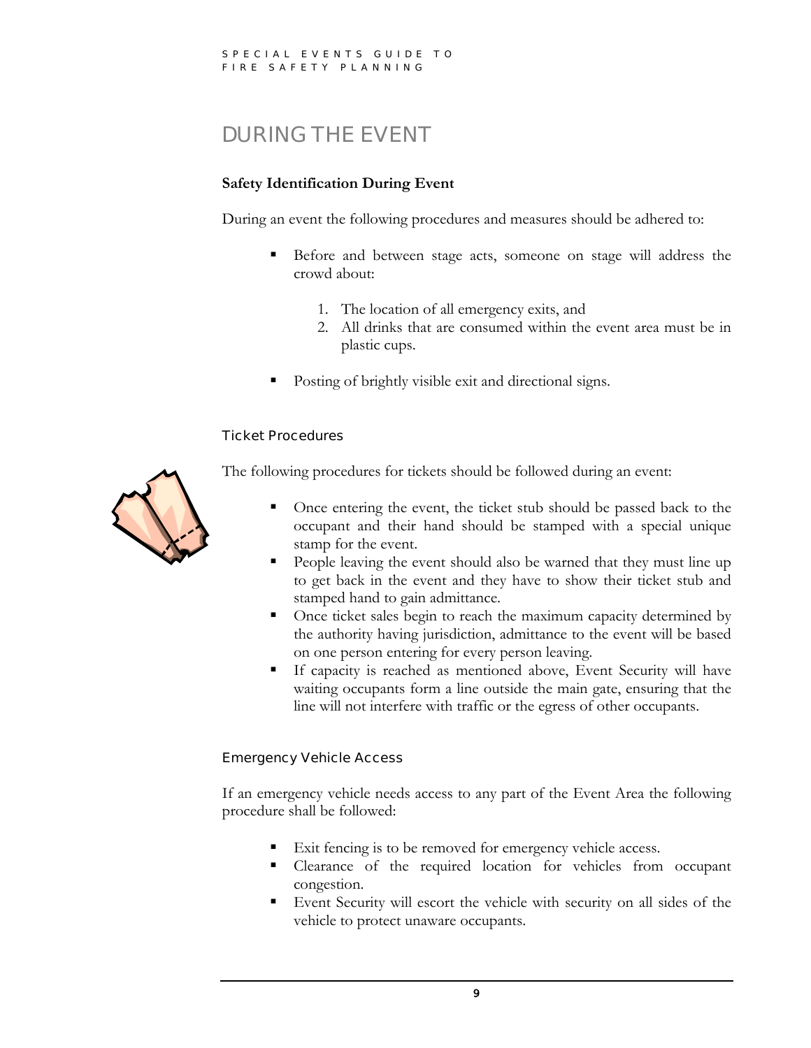# DURING THE EVENT

**Safety Identification During Event**

During an event the following procedures and measures should be adhered to:

- Before and between stage acts, someone on stage will address the crowd about:

    1. The location of all emergency exits, and
    2. All drinks that are consumed within the event area must be in plastic cups.

- Posting of brightly visible exit and directional signs.

## Ticket Procedures

The following procedures for tickets should be followed during an event:

- Once entering the event, the ticket stub should be passed back to the occupant and their hand should be stamped with a special unique stamp for the event.
- People leaving the event should also be warned that they must line up to get back in the event and they have to show their ticket stub and stamped hand to gain admittance.
- Once ticket sales begin to reach the maximum capacity determined by the authority having jurisdiction, admittance to the event will be based on one person entering for every person leaving.
- If capacity is reached as mentioned above, Event Security will have waiting occupants form a line outside the main gate, ensuring that the line will not interfere with traffic or the egress of other occupants.

## Emergency Vehicle Access

If an emergency vehicle needs access to any part of the Event Area the following procedure shall be followed:

- Exit fencing is to be removed for emergency vehicle access.
- Clearance of the required location for vehicles from occupant congestion.
- Event Security will escort the vehicle with security on all sides of the vehicle to protect unaware occupants.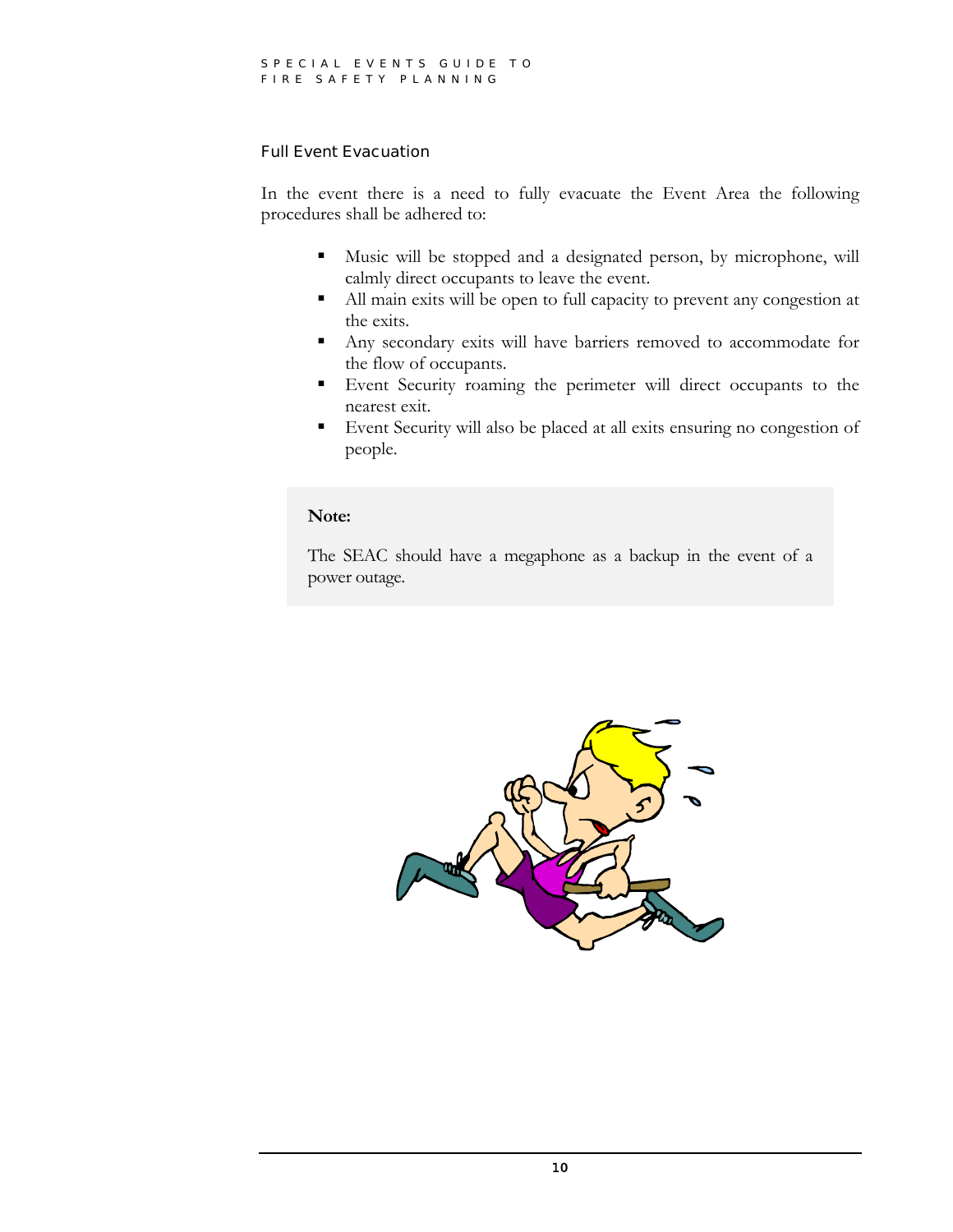## Full Event Evacuation

In the event there is a need to fully evacuate the Event Area the following procedures shall be adhered to:

- Music will be stopped and a designated person, by microphone, will calmly direct occupants to leave the event.
- All main exits will be open to full capacity to prevent any congestion at the exits.
- Any secondary exits will have barriers removed to accommodate for the flow of occupants.
- Event Security roaming the perimeter will direct occupants to the nearest exit.
- Event Security will also be placed at all exits ensuring no congestion of people.

> **Note:**
>
> The SEAC should have a megaphone as a backup in the event of a power outage.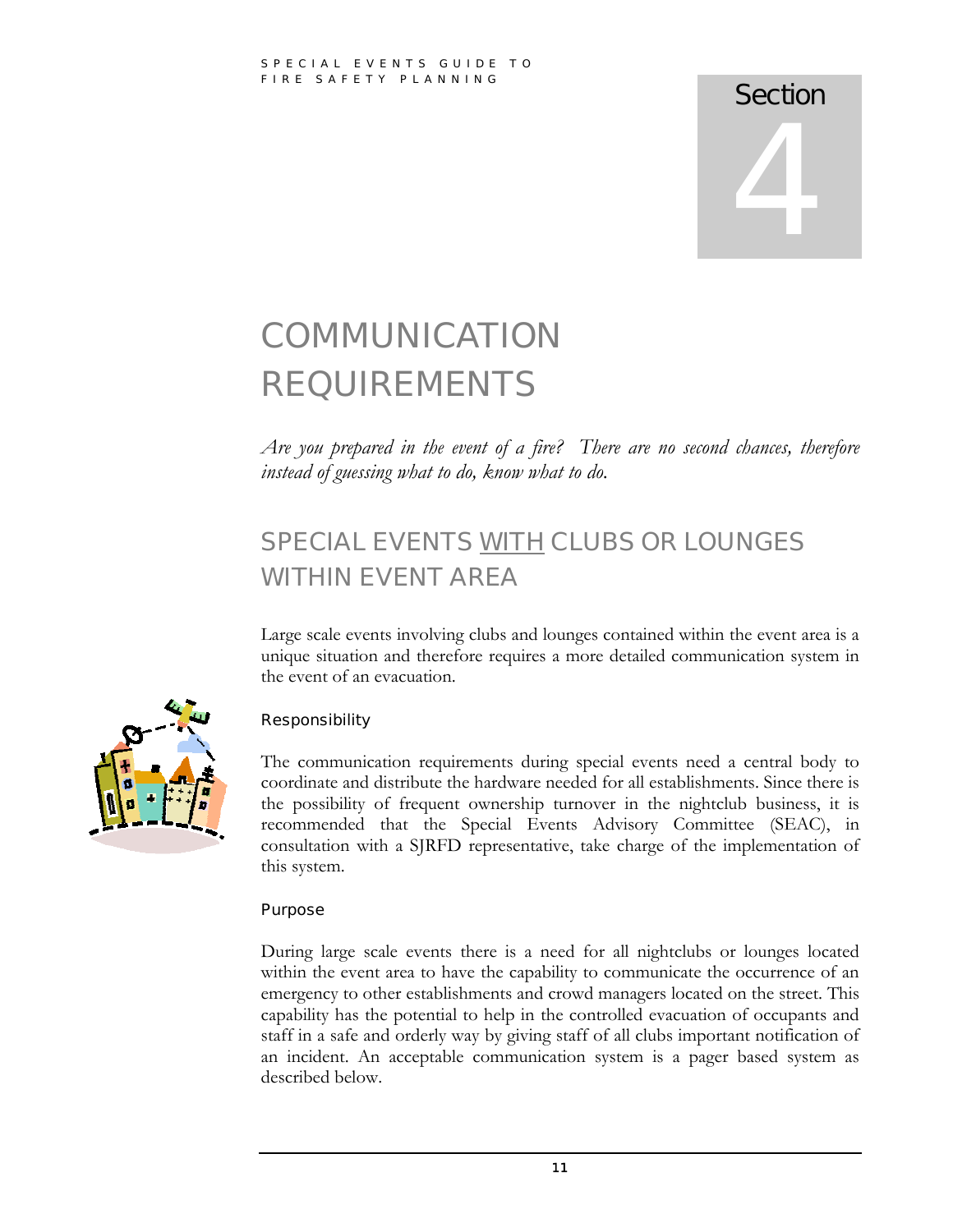# Section 4

# COMMUNICATION REQUIREMENTS

*Are you prepared in the event of a fire? There are no second chances, therefore instead of guessing what to do, know what to do.*

## SPECIAL EVENTS WITH CLUBS OR LOUNGES WITHIN EVENT AREA

Large scale events involving clubs and lounges contained within the event area is a unique situation and therefore requires a more detailed communication system in the event of an evacuation.

### Responsibility

The communication requirements during special events need a central body to coordinate and distribute the hardware needed for all establishments. Since there is the possibility of frequent ownership turnover in the nightclub business, it is recommended that the Special Events Advisory Committee (SEAC), in consultation with a SJRFD representative, take charge of the implementation of this system.

### Purpose

During large scale events there is a need for all nightclubs or lounges located within the event area to have the capability to communicate the occurrence of an emergency to other establishments and crowd managers located on the street. This capability has the potential to help in the controlled evacuation of occupants and staff in a safe and orderly way by giving staff of all clubs important notification of an incident. An acceptable communication system is a pager based system as described below.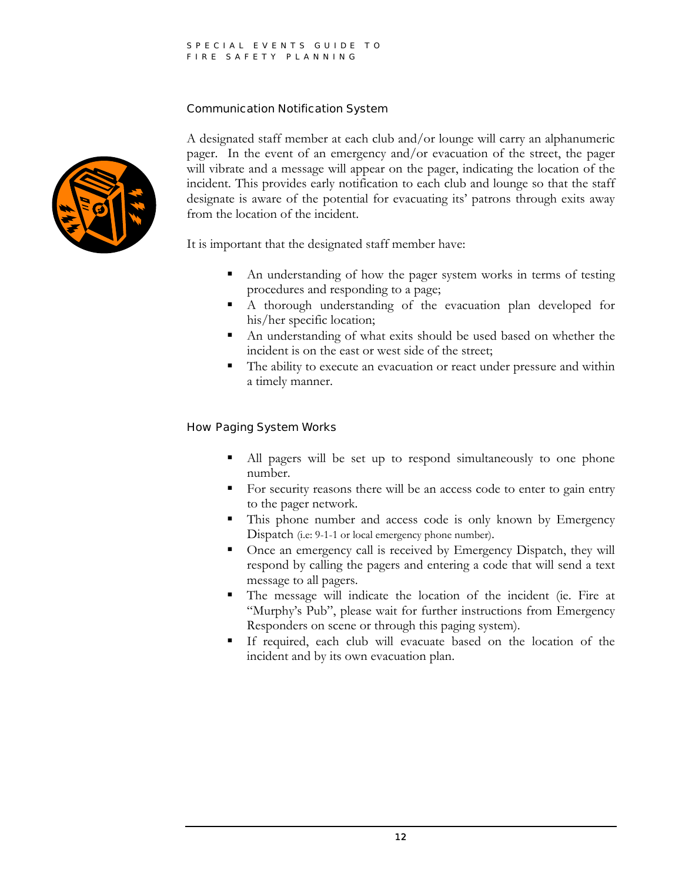## Communication Notification System

A designated staff member at each club and/or lounge will carry an alphanumeric pager. In the event of an emergency and/or evacuation of the street, the pager will vibrate and a message will appear on the pager, indicating the location of the incident. This provides early notification to each club and lounge so that the staff designate is aware of the potential for evacuating its' patrons through exits away from the location of the incident.

It is important that the designated staff member have:

- An understanding of how the pager system works in terms of testing procedures and responding to a page;
- A thorough understanding of the evacuation plan developed for his/her specific location;
- An understanding of what exits should be used based on whether the incident is on the east or west side of the street;
- The ability to execute an evacuation or react under pressure and within a timely manner.

## How Paging System Works

- All pagers will be set up to respond simultaneously to one phone number.
- For security reasons there will be an access code to enter to gain entry to the pager network.
- This phone number and access code is only known by Emergency Dispatch (i.e: 9-1-1 or local emergency phone number).
- Once an emergency call is received by Emergency Dispatch, they will respond by calling the pagers and entering a code that will send a text message to all pagers.
- The message will indicate the location of the incident (ie. Fire at "Murphy's Pub", please wait for further instructions from Emergency Responders on scene or through this paging system).
- If required, each club will evacuate based on the location of the incident and by its own evacuation plan.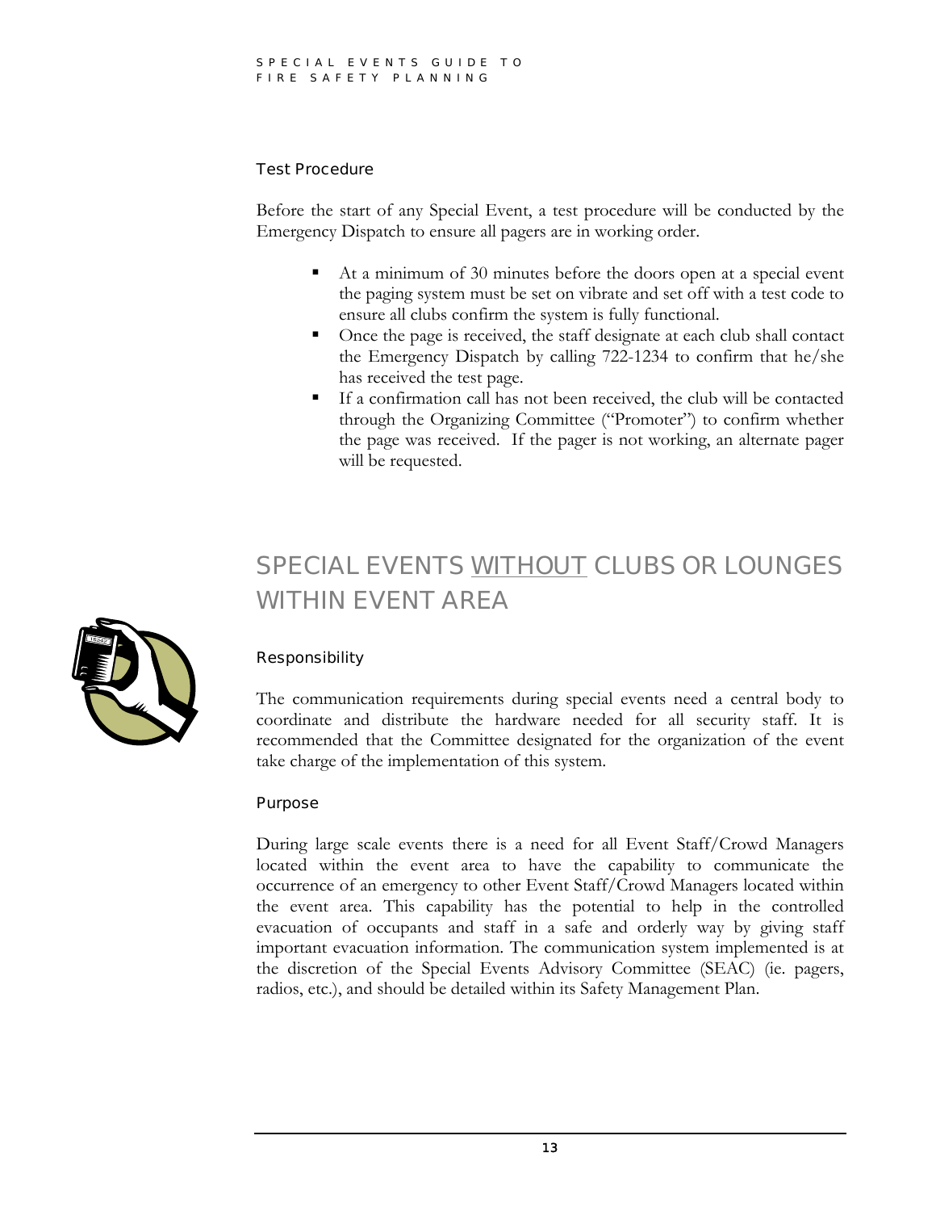### Test Procedure

Before the start of any Special Event, a test procedure will be conducted by the Emergency Dispatch to ensure all pagers are in working order.

- At a minimum of 30 minutes before the doors open at a special event the paging system must be set on vibrate and set off with a test code to ensure all clubs confirm the system is fully functional.
- Once the page is received, the staff designate at each club shall contact the Emergency Dispatch by calling 722-1234 to confirm that he/she has received the test page.
- If a confirmation call has not been received, the club will be contacted through the Organizing Committee ("Promoter") to confirm whether the page was received. If the pager is not working, an alternate pager will be requested.

## SPECIAL EVENTS WITHOUT CLUBS OR LOUNGES WITHIN EVENT AREA

### Responsibility

The communication requirements during special events need a central body to coordinate and distribute the hardware needed for all security staff. It is recommended that the Committee designated for the organization of the event take charge of the implementation of this system.

### Purpose

During large scale events there is a need for all Event Staff/Crowd Managers located within the event area to have the capability to communicate the occurrence of an emergency to other Event Staff/Crowd Managers located within the event area. This capability has the potential to help in the controlled evacuation of occupants and staff in a safe and orderly way by giving staff important evacuation information. The communication system implemented is at the discretion of the Special Events Advisory Committee (SEAC) (ie. pagers, radios, etc.), and should be detailed within its Safety Management Plan.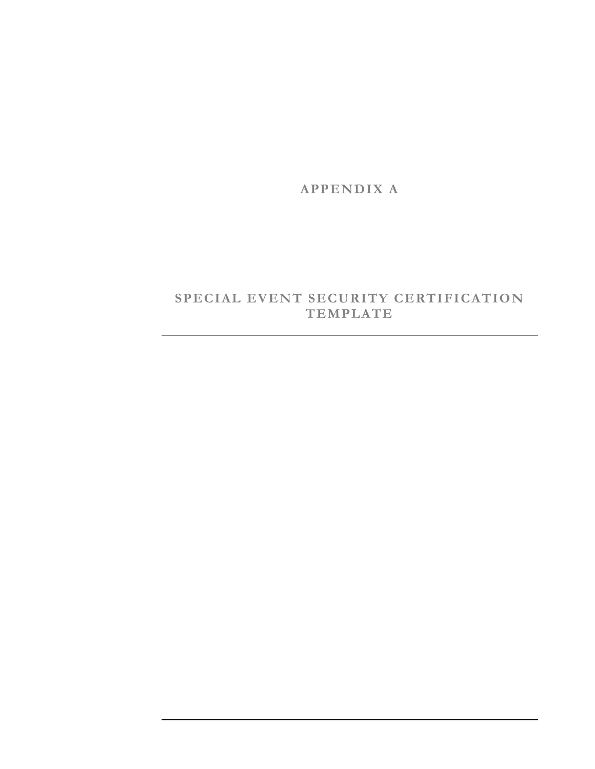# APPENDIX A

## SPECIAL EVENT SECURITY CERTIFICATION TEMPLATE

---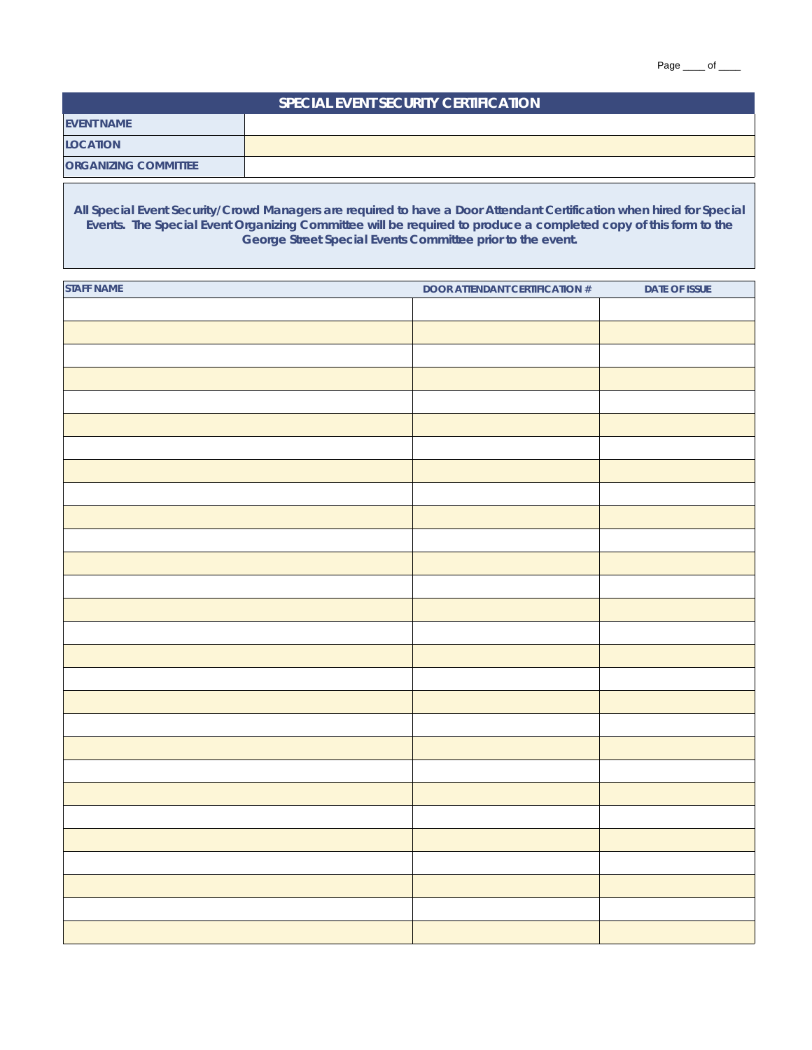## SPECIAL EVENT SECURITY CERTIFICATION

| | |
|---|---|
| **EVENT NAME** | |
| **LOCATION** | |
| **ORGANIZING COMMITTEE** | |

**All Special Event Security/Crowd Managers are required to have a Door Attendant Certification when hired for Special Events. The Special Event Organizing Committee will be required to produce a completed copy of this form to the George Street Special Events Committee prior to the event.**

| STAFF NAME | DOOR ATTENDANT CERTIFICATION # | DATE OF ISSUE |
|---|---|---|
| | | |
| | | |
| | | |
| | | |
| | | |
| | | |
| | | |
| | | |
| | | |
| | | |
| | | |
| | | |
| | | |
| | | |
| | | |
| | | |
| | | |
| | | |
| | | |
| | | |
| | | |
| | | |
| | | |
| | | |
| | | |
| | | |
| | | |
| | | |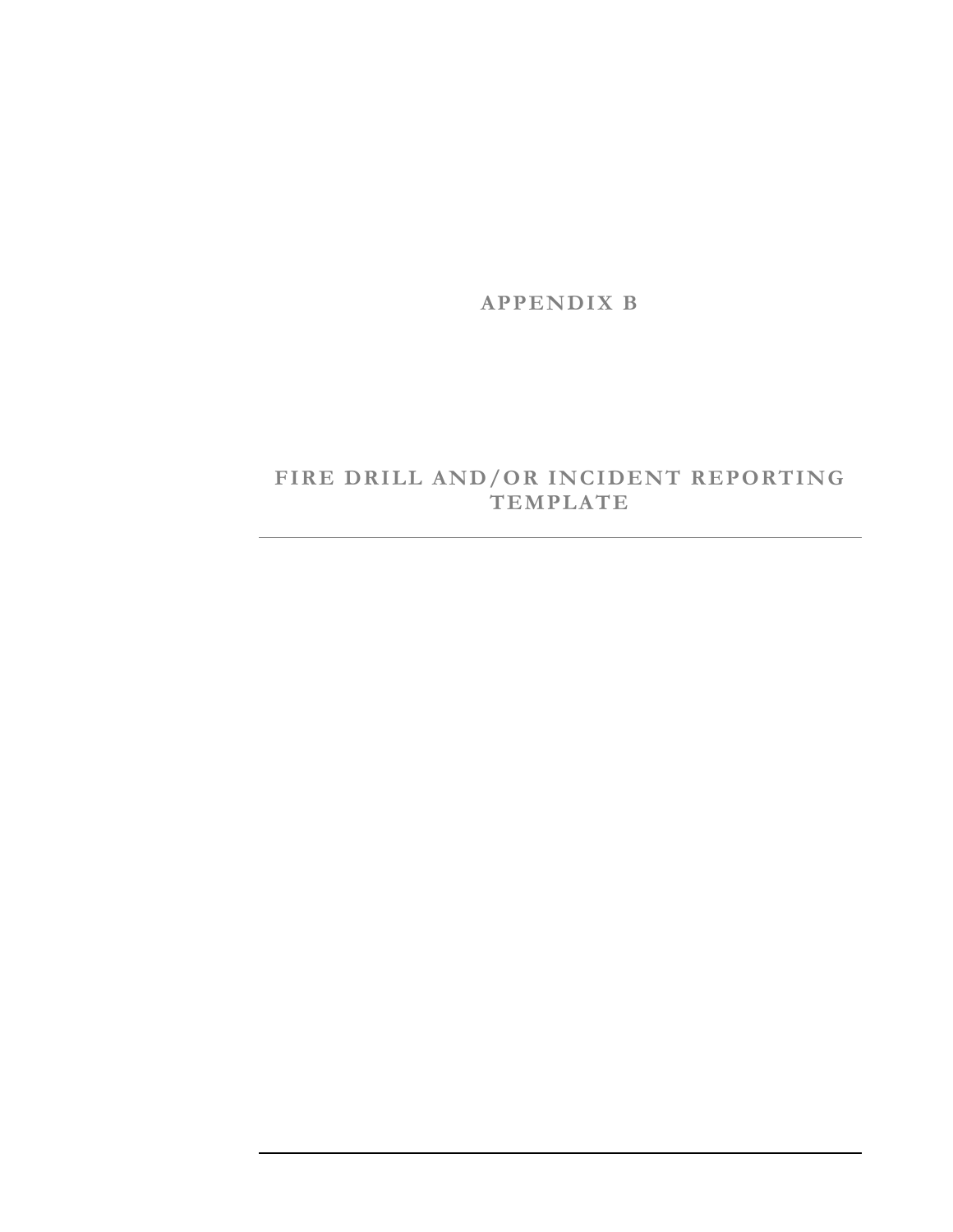# APPENDIX B

## FIRE DRILL AND/OR INCIDENT REPORTING TEMPLATE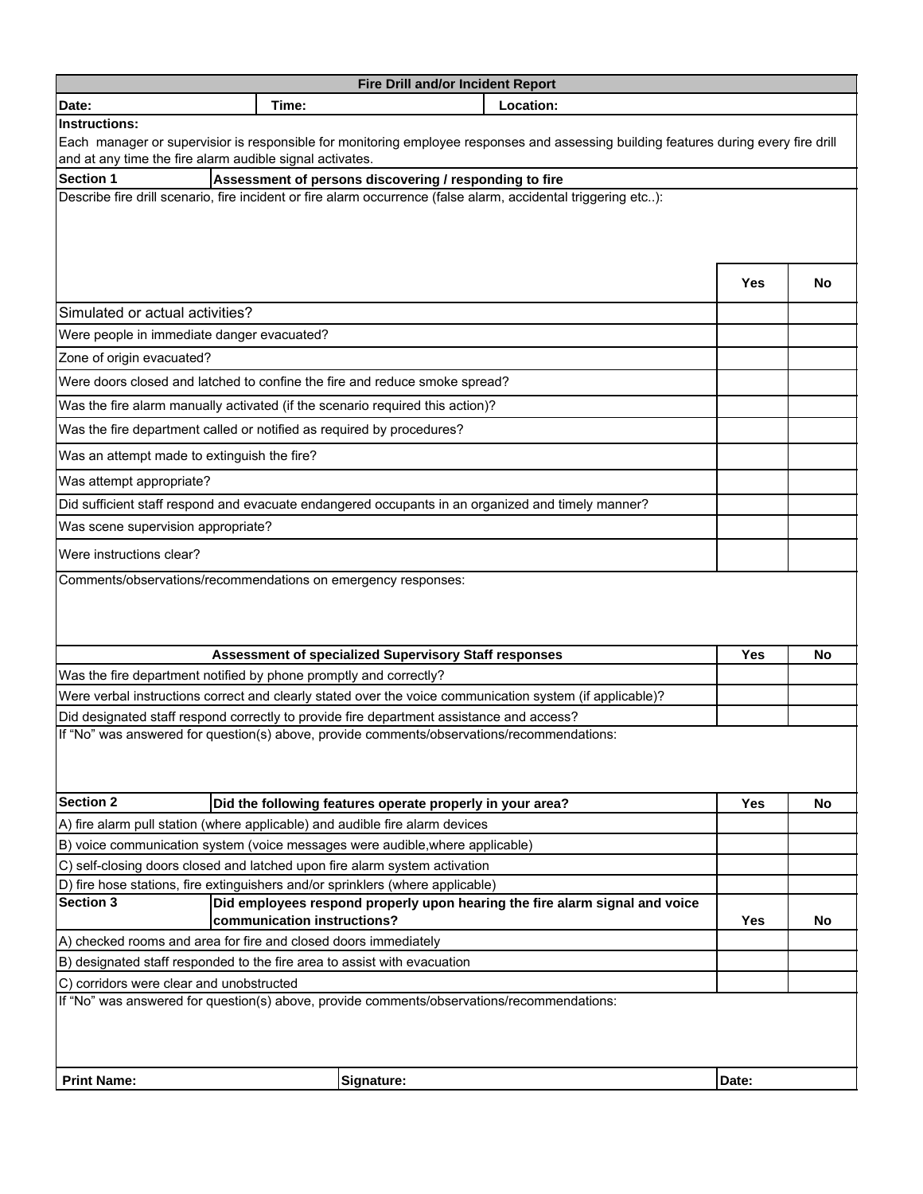# Fire Drill and/or Incident Report

| Date: | Time: | Location: |
|---|---|---|

**Instructions:**

Each manager or supervisior is responsible for monitoring employee responses and assessing building features during every fire drill and at any time the fire alarm audible signal activates.

**Section 1** **Assessment of persons discovering / responding to fire**

Describe fire drill scenario, fire incident or fire alarm occurrence (false alarm, accidental triggering etc..):

| | Yes | No |
|---|---|---|
| Simulated or actual activities? | | |
| Were people in immediate danger evacuated? | | |
| Zone of origin evacuated? | | |
| Were doors closed and latched to confine the fire and reduce smoke spread? | | |
| Was the fire alarm manually activated (if the scenario required this action)? | | |
| Was the fire department called or notified as required by procedures? | | |
| Was an attempt made to extinguish the fire? | | |
| Was attempt appropriate? | | |
| Did sufficient staff respond and evacuate endangered occupants in an organized and timely manner? | | |
| Was scene supervision appropriate? | | |
| Were instructions clear? | | |

Comments/observations/recommendations on emergency responses:

| **Assessment of specialized Supervisory Staff responses** | **Yes** | **No** |
|---|---|---|
| Was the fire department notified by phone promptly and correctly? | | |
| Were verbal instructions correct and clearly stated over the voice communication system (if applicable)? | | |
| Did designated staff respond correctly to provide fire department assistance and access? | | |

If “No” was answered for question(s) above, provide comments/observations/recommendations:

| **Section 2** **Did the following features operate properly in your area?** | **Yes** | **No** |
|---|---|---|
| A) fire alarm pull station (where applicable) and audible fire alarm devices | | |
| B) voice communication system (voice messages were audible,where applicable) | | |
| C) self-closing doors closed and latched upon fire alarm system activation | | |
| D) fire hose stations, fire extinguishers and/or sprinklers (where applicable) | | |

| **Section 3** **Did employees respond properly upon hearing the fire alarm signal and voice communication instructions?** | **Yes** | **No** |
|---|---|---|
| A) checked rooms and area for fire and closed doors immediately | | |
| B) designated staff responded to the fire area to assist with evacuation | | |
| C) corridors were clear and unobstructed | | |

If “No” was answered for question(s) above, provide comments/observations/recommendations:

| **Print Name:** | **Signature:** | **Date:** |
|---|---|---|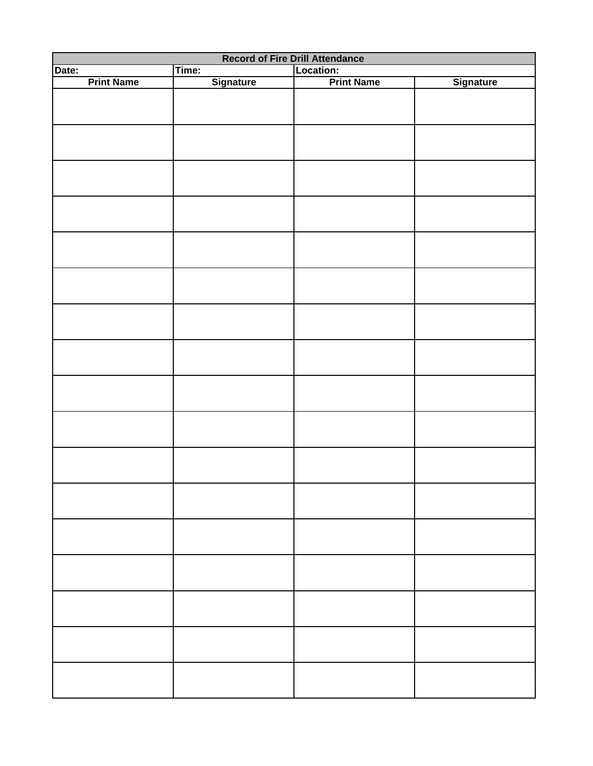| Record of Fire Drill Attendance | | | |
|---|---|---|---|
| Date: | Time: | Location: | |
| **Print Name** | **Signature** | **Print Name** | **Signature** |
| | | | |
| | | | |
| | | | |
| | | | |
| | | | |
| | | | |
| | | | |
| | | | |
| | | | |
| | | | |
| | | | |
| | | | |
| | | | |
| | | | |
| | | | |
| | | | |
| | | | |